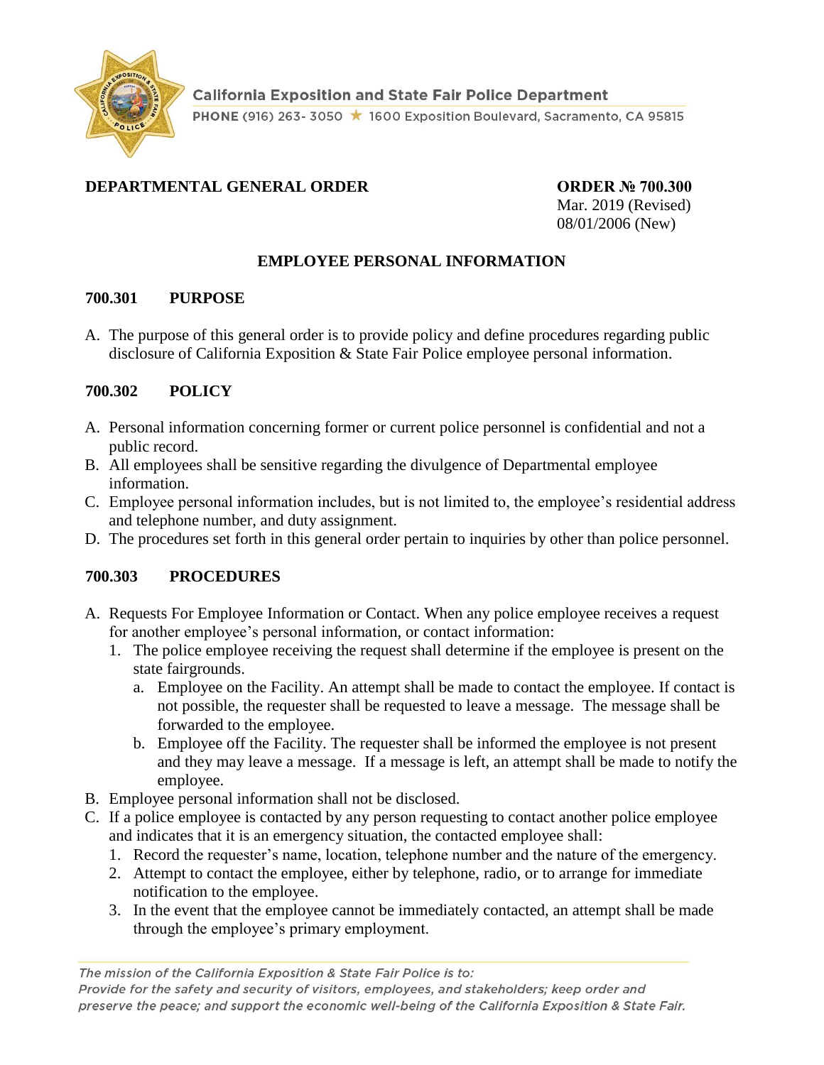California Exposition and State Fair Police Department

PHONE (916) 263- 3050 ★ 1600 Exposition Boulevard, Sacramento, CA 95815

**DEPARTMENTAL GENERAL ORDER** **ORDER № 700.300**

Mar. 2019 (Revised)
08/01/2006 (New)

## EMPLOYEE PERSONAL INFORMATION

### 700.301 PURPOSE

A. The purpose of this general order is to provide policy and define procedures regarding public disclosure of California Exposition & State Fair Police employee personal information.

### 700.302 POLICY

A. Personal information concerning former or current police personnel is confidential and not a public record.
B. All employees shall be sensitive regarding the divulgence of Departmental employee information.
C. Employee personal information includes, but is not limited to, the employee's residential address and telephone number, and duty assignment.
D. The procedures set forth in this general order pertain to inquiries by other than police personnel.

### 700.303 PROCEDURES

A. Requests For Employee Information or Contact. When any police employee receives a request for another employee's personal information, or contact information:
    1. The police employee receiving the request shall determine if the employee is present on the state fairgrounds.
        a. Employee on the Facility. An attempt shall be made to contact the employee. If contact is not possible, the requester shall be requested to leave a message. The message shall be forwarded to the employee.
        b. Employee off the Facility. The requester shall be informed the employee is not present and they may leave a message. If a message is left, an attempt shall be made to notify the employee.
B. Employee personal information shall not be disclosed.
C. If a police employee is contacted by any person requesting to contact another police employee and indicates that it is an emergency situation, the contacted employee shall:
    1. Record the requester's name, location, telephone number and the nature of the emergency.
    2. Attempt to contact the employee, either by telephone, radio, or to arrange for immediate notification to the employee.
    3. In the event that the employee cannot be immediately contacted, an attempt shall be made through the employee's primary employment.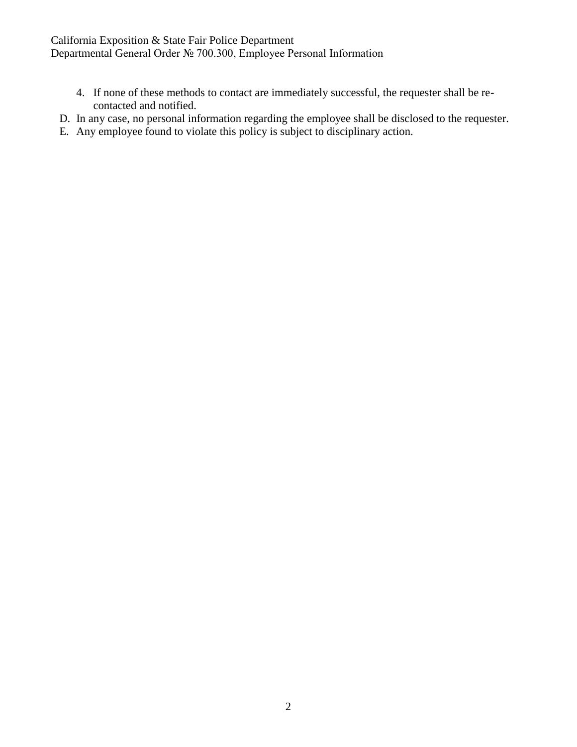4. If none of these methods to contact are immediately successful, the requester shall be re-contacted and notified.

D. In any case, no personal information regarding the employee shall be disclosed to the requester.

E. Any employee found to violate this policy is subject to disciplinary action.